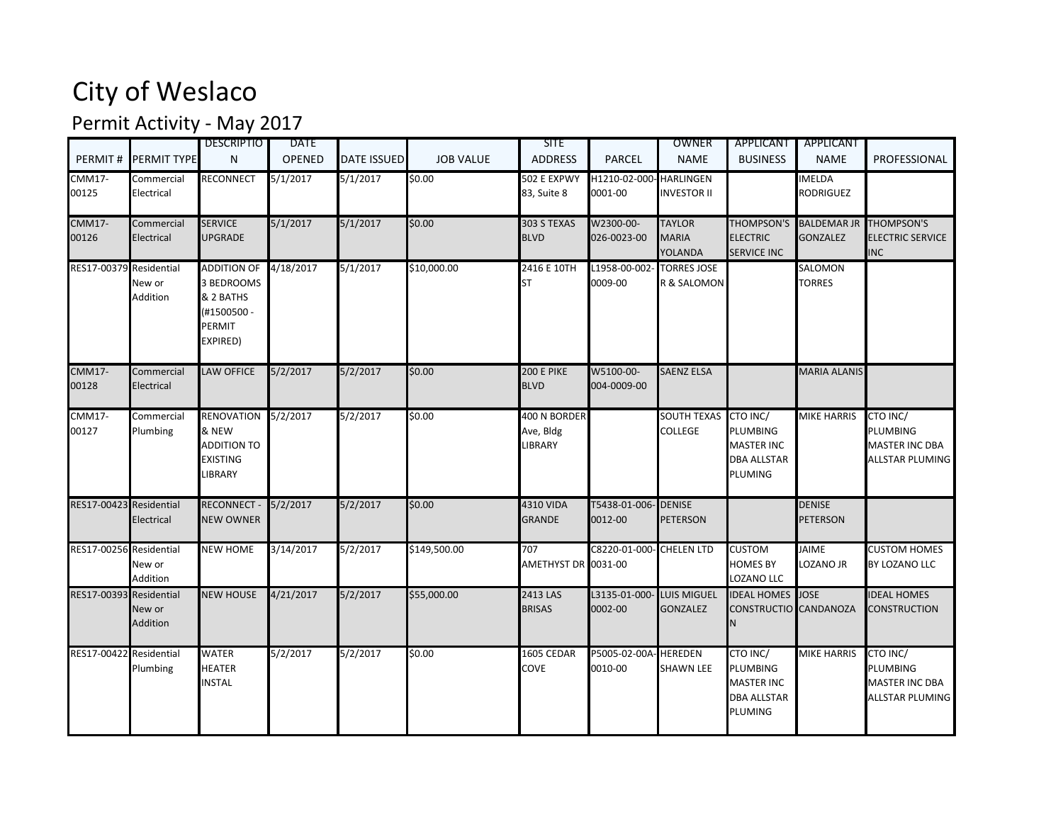# City of Weslaco

## Permit Activity - May 2017

| PERMIT # | PERMIT TYPE | DESCRIPTION | DATE OPENED | DATE ISSUED | JOB VALUE | SITE ADDRESS | PARCEL | OWNER NAME | APPLICANT BUSINESS | APPLICANT NAME | PROFESSIONAL |
|---|---|---|---|---|---|---|---|---|---|---|---|
| CMM17-00125 | Commercial Electrical | RECONNECT | 5/1/2017 | 5/1/2017 | $0.00 | 502 E EXPWY 83, Suite 8 | H1210-02-000-0001-00 | HARLINGEN INVESTOR II | | IMELDA RODRIGUEZ | |
| CMM17-00126 | Commercial Electrical | SERVICE UPGRADE | 5/1/2017 | 5/1/2017 | $0.00 | 303 S TEXAS BLVD | W2300-00-026-0023-00 | TAYLOR MARIA YOLANDA | THOMPSON'S ELECTRIC SERVICE INC | BALDEMAR JR GONZALEZ | THOMPSON'S ELECTRIC SERVICE INC |
| RES17-00379 | Residential New or Addition | ADDITION OF 3 BEDROOMS & 2 BATHS (#1500500 - PERMIT EXPIRED) | 4/18/2017 | 5/1/2017 | $10,000.00 | 2416 E 10TH ST | L1958-00-002-0009-00 | TORRES JOSE R & SALOMON | | SALOMON TORRES | |
| CMM17-00128 | Commercial Electrical | LAW OFFICE | 5/2/2017 | 5/2/2017 | $0.00 | 200 E PIKE BLVD | W5100-00-004-0009-00 | SAENZ ELSA | | MARIA ALANIS | |
| CMM17-00127 | Commercial Plumbing | RENOVATION & NEW ADDITION TO EXISTING LIBRARY | 5/2/2017 | 5/2/2017 | $0.00 | 400 N BORDER Ave, Bldg LIBRARY | | SOUTH TEXAS COLLEGE | CTO INC/ PLUMBING MASTER INC DBA ALLSTAR PLUMING | MIKE HARRIS | CTO INC/ PLUMBING MASTER INC DBA ALLSTAR PLUMING |
| RES17-00423 | Residential Electrical | RECONNECT - NEW OWNER | 5/2/2017 | 5/2/2017 | $0.00 | 4310 VIDA GRANDE | T5438-01-006-0012-00 | DENISE PETERSON | | DENISE PETERSON | |
| RES17-00256 | Residential New or Addition | NEW HOME | 3/14/2017 | 5/2/2017 | $149,500.00 | 707 AMETHYST DR | C8220-01-000-0031-00 | CHELEN LTD | CUSTOM HOMES BY LOZANO LLC | JAIME LOZANO JR | CUSTOM HOMES BY LOZANO LLC |
| RES17-00393 | Residential New or Addition | NEW HOUSE | 4/21/2017 | 5/2/2017 | $55,000.00 | 2413 LAS BRISAS | L3135-01-000-0002-00 | LUIS MIGUEL GONZALEZ | IDEAL HOMES CONSTRUCTION | JOSE CANDANOZA | IDEAL HOMES CONSTRUCTION |
| RES17-00422 | Residential Plumbing | WATER HEATER INSTAL | 5/2/2017 | 5/2/2017 | $0.00 | 1605 CEDAR COVE | P5005-02-00A-0010-00 | HEREDEN SHAWN LEE | CTO INC/ PLUMBING MASTER INC DBA ALLSTAR PLUMING | MIKE HARRIS | CTO INC/ PLUMBING MASTER INC DBA ALLSTAR PLUMING |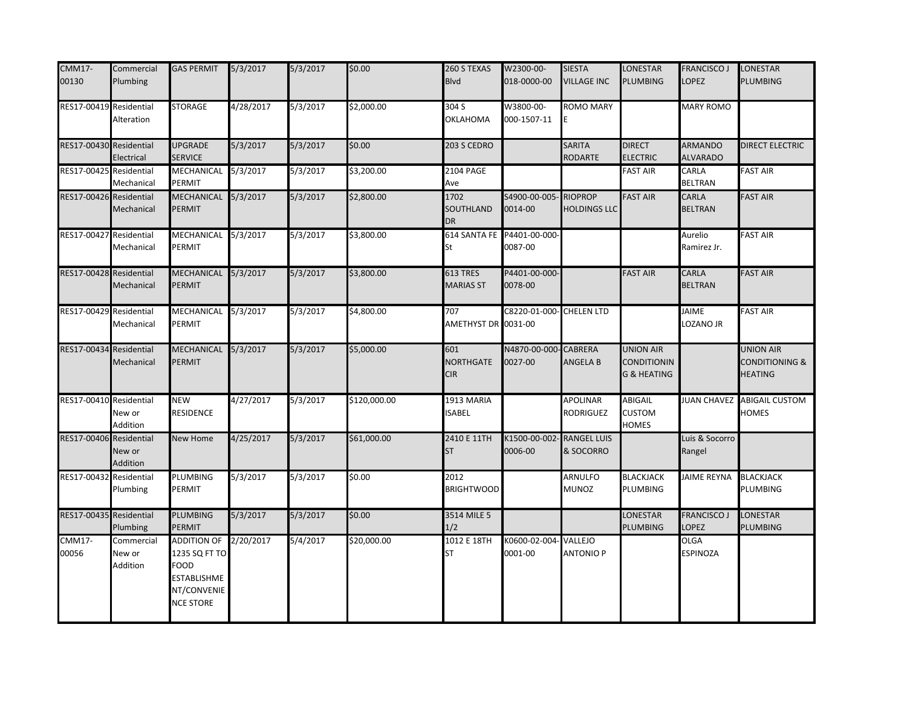| CMM17-00130 | Commercial Plumbing | GAS PERMIT | 5/3/2017 | 5/3/2017 | $0.00 | 260 S TEXAS Blvd | W2300-00-018-0000-00 | SIESTA VILLAGE INC | LONESTAR PLUMBING | FRANCISCO J LOPEZ | LONESTAR PLUMBING |
|---|---|---|---|---|---|---|---|---|---|---|---|
| RES17-00419 | Residential Alteration | STORAGE | 4/28/2017 | 5/3/2017 | $2,000.00 | 304 S OKLAHOMA | W3800-00-000-1507-11 | ROMO MARY E | | MARY ROMO | |
| RES17-00430 | Residential Electrical | UPGRADE SERVICE | 5/3/2017 | 5/3/2017 | $0.00 | 203 S CEDRO | | SARITA RODARTE | DIRECT ELECTRIC | ARMANDO ALVARADO | DIRECT ELECTRIC |
| RES17-00425 | Residential Mechanical | MECHANICAL PERMIT | 5/3/2017 | 5/3/2017 | $3,200.00 | 2104 PAGE Ave | | | FAST AIR | CARLA BELTRAN | FAST AIR |
| RES17-00426 | Residential Mechanical | MECHANICAL PERMIT | 5/3/2017 | 5/3/2017 | $2,800.00 | 1702 SOUTHLAND DR | S4900-00-005-0014-00 | RIOPROP HOLDINGS LLC | FAST AIR | CARLA BELTRAN | FAST AIR |
| RES17-00427 | Residential Mechanical | MECHANICAL PERMIT | 5/3/2017 | 5/3/2017 | $3,800.00 | 614 SANTA FE St | P4401-00-000-0087-00 | | | Aurelio Ramirez Jr. | FAST AIR |
| RES17-00428 | Residential Mechanical | MECHANICAL PERMIT | 5/3/2017 | 5/3/2017 | $3,800.00 | 613 TRES MARIAS ST | P4401-00-000-0078-00 | | FAST AIR | CARLA BELTRAN | FAST AIR |
| RES17-00429 | Residential Mechanical | MECHANICAL PERMIT | 5/3/2017 | 5/3/2017 | $4,800.00 | 707 AMETHYST DR | C8220-01-000-0031-00 | CHELEN LTD | | JAIME LOZANO JR | FAST AIR |
| RES17-00434 | Residential Mechanical | MECHANICAL PERMIT | 5/3/2017 | 5/3/2017 | $5,000.00 | 601 NORTHGATE CIR | N4870-00-000-0027-00 | CABRERA ANGELA B | UNION AIR CONDITIONIN G & HEATING | | UNION AIR CONDITIONING & HEATING |
| RES17-00410 | Residential New or Addition | NEW RESIDENCE | 4/27/2017 | 5/3/2017 | $120,000.00 | 1913 MARIA ISABEL | | APOLINAR RODRIGUEZ | ABIGAIL CUSTOM HOMES | JUAN CHAVEZ | ABIGAIL CUSTOM HOMES |
| RES17-00406 | Residential New or Addition | New Home | 4/25/2017 | 5/3/2017 | $61,000.00 | 2410 E 11TH ST | K1500-00-002-0006-00 | RANGEL LUIS & SOCORRO | | Luis & Socorro Rangel | |
| RES17-00432 | Residential Plumbing | PLUMBING PERMIT | 5/3/2017 | 5/3/2017 | $0.00 | 2012 BRIGHTWOOD | | ARNULFO MUNOZ | BLACKJACK PLUMBING | JAIME REYNA | BLACKJACK PLUMBING |
| RES17-00435 | Residential Plumbing | PLUMBING PERMIT | 5/3/2017 | 5/3/2017 | $0.00 | 3514 MILE 5 1/2 | | | LONESTAR PLUMBING | FRANCISCO J LOPEZ | LONESTAR PLUMBING |
| CMM17-00056 | Commercial New or Addition | ADDITION OF 1235 SQ FT TO FOOD ESTABLISHME NT/CONVENIE NCE STORE | 2/20/2017 | 5/4/2017 | $20,000.00 | 1012 E 18TH ST | K0600-02-004-0001-00 | VALLEJO ANTONIO P | | OLGA ESPINOZA | |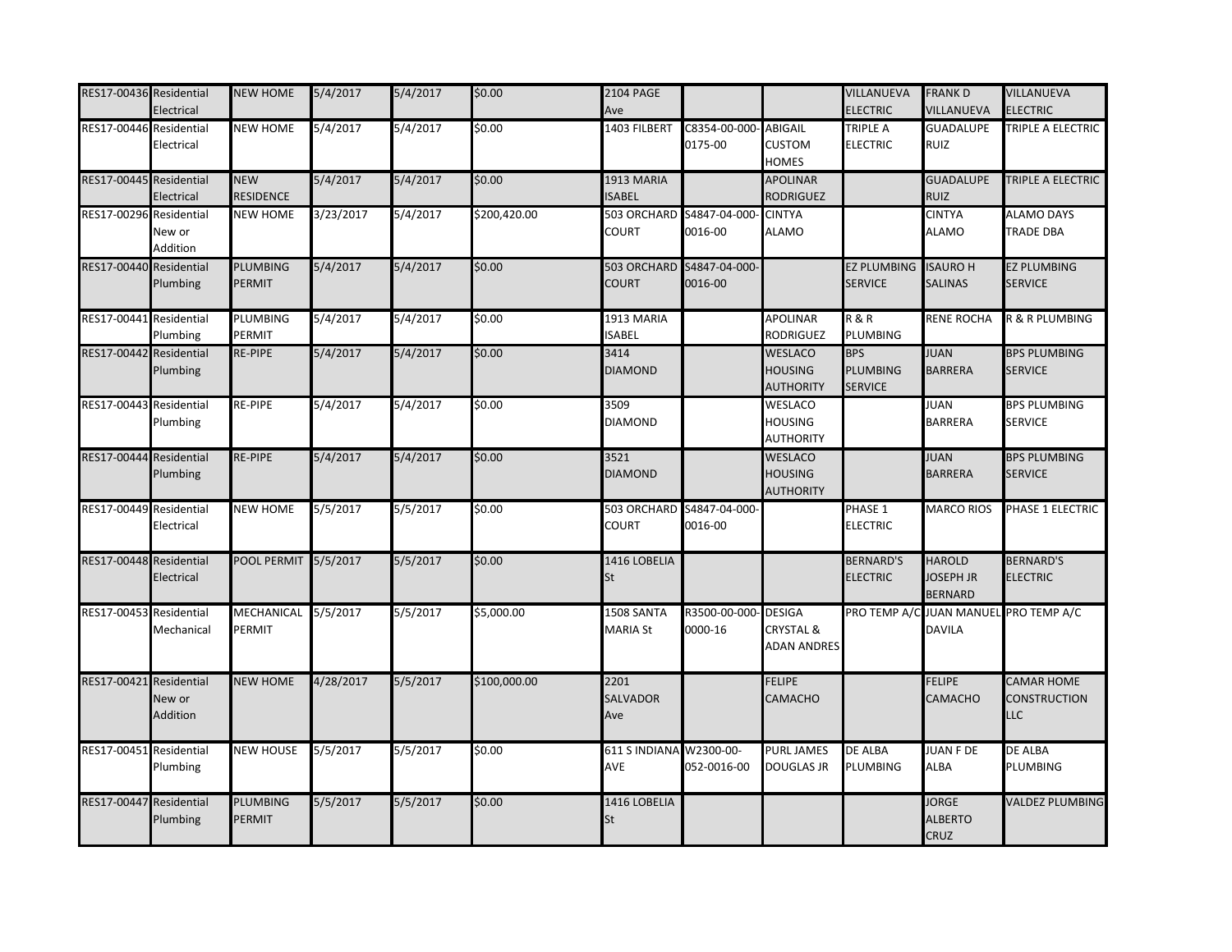| | | | | | | | | | | | |
|---|---|---|---|---|---|---|---|---|---|---|---|
| RES17-00436 | Residential Electrical | NEW HOME | 5/4/2017 | 5/4/2017 | $0.00 | 2104 PAGE Ave | | | VILLANUEVA ELECTRIC | FRANK D VILLANUEVA | VILLANUEVA ELECTRIC |
| RES17-00446 | Residential Electrical | NEW HOME | 5/4/2017 | 5/4/2017 | $0.00 | 1403 FILBERT | C8354-00-000-0175-00 | ABIGAIL CUSTOM HOMES | TRIPLE A ELECTRIC | GUADALUPE RUIZ | TRIPLE A ELECTRIC |
| RES17-00445 | Residential Electrical | NEW RESIDENCE | 5/4/2017 | 5/4/2017 | $0.00 | 1913 MARIA ISABEL | | APOLINAR RODRIGUEZ | | GUADALUPE RUIZ | TRIPLE A ELECTRIC |
| RES17-00296 | Residential New or Addition | NEW HOME | 3/23/2017 | 5/4/2017 | $200,420.00 | 503 ORCHARD COURT | S4847-04-000-0016-00 | CINTYA ALAMO | | CINTYA ALAMO | ALAMO DAYS TRADE DBA |
| RES17-00440 | Residential Plumbing | PLUMBING PERMIT | 5/4/2017 | 5/4/2017 | $0.00 | 503 ORCHARD COURT | S4847-04-000-0016-00 | | EZ PLUMBING SERVICE | ISAURO H SALINAS | EZ PLUMBING SERVICE |
| RES17-00441 | Residential Plumbing | PLUMBING PERMIT | 5/4/2017 | 5/4/2017 | $0.00 | 1913 MARIA ISABEL | | APOLINAR RODRIGUEZ | R & R PLUMBING | RENE ROCHA | R & R PLUMBING |
| RES17-00442 | Residential Plumbing | RE-PIPE | 5/4/2017 | 5/4/2017 | $0.00 | 3414 DIAMOND | | WESLACO HOUSING AUTHORITY | BPS PLUMBING SERVICE | JUAN BARRERA | BPS PLUMBING SERVICE |
| RES17-00443 | Residential Plumbing | RE-PIPE | 5/4/2017 | 5/4/2017 | $0.00 | 3509 DIAMOND | | WESLACO HOUSING AUTHORITY | | JUAN BARRERA | BPS PLUMBING SERVICE |
| RES17-00444 | Residential Plumbing | RE-PIPE | 5/4/2017 | 5/4/2017 | $0.00 | 3521 DIAMOND | | WESLACO HOUSING AUTHORITY | | JUAN BARRERA | BPS PLUMBING SERVICE |
| RES17-00449 | Residential Electrical | NEW HOME | 5/5/2017 | 5/5/2017 | $0.00 | 503 ORCHARD COURT | S4847-04-000-0016-00 | | PHASE 1 ELECTRIC | MARCO RIOS | PHASE 1 ELECTRIC |
| RES17-00448 | Residential Electrical | POOL PERMIT | 5/5/2017 | 5/5/2017 | $0.00 | 1416 LOBELIA St | | | BERNARD'S ELECTRIC | HAROLD JOSEPH JR BERNARD | BERNARD'S ELECTRIC |
| RES17-00453 | Residential Mechanical | MECHANICAL PERMIT | 5/5/2017 | 5/5/2017 | $5,000.00 | 1508 SANTA MARIA St | R3500-00-000-0000-16 | DESIGA CRYSTAL & ADAN ANDRES | PRO TEMP A/C | JUAN MANUEL DAVILA | PRO TEMP A/C |
| RES17-00421 | Residential New or Addition | NEW HOME | 4/28/2017 | 5/5/2017 | $100,000.00 | 2201 SALVADOR Ave | | FELIPE CAMACHO | | FELIPE CAMACHO | CAMAR HOME CONSTRUCTION LLC |
| RES17-00451 | Residential Plumbing | NEW HOUSE | 5/5/2017 | 5/5/2017 | $0.00 | 611 S INDIANA AVE | W2300-00-052-0016-00 | PURL JAMES DOUGLAS JR | DE ALBA PLUMBING | JUAN F DE ALBA | DE ALBA PLUMBING |
| RES17-00447 | Residential Plumbing | PLUMBING PERMIT | 5/5/2017 | 5/5/2017 | $0.00 | 1416 LOBELIA St | | | | JORGE ALBERTO CRUZ | VALDEZ PLUMBING |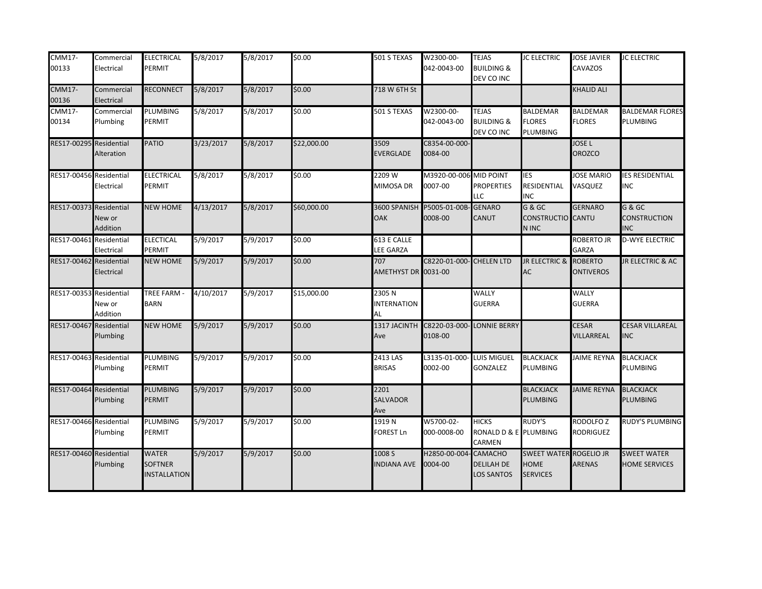| CMM17-00133 | Commercial Electrical | ELECTRICAL PERMIT | 5/8/2017 | 5/8/2017 | $0.00 | 501 S TEXAS | W2300-00-042-0043-00 | TEJAS BUILDING & DEV CO INC | JC ELECTRIC | JOSE JAVIER CAVAZOS | JC ELECTRIC |
|---|---|---|---|---|---|---|---|---|---|---|---|
| CMM17-00136 | Commercial Electrical | RECONNECT | 5/8/2017 | 5/8/2017 | $0.00 | 718 W 6TH St | | | | KHALID ALI | |
| CMM17-00134 | Commercial Plumbing | PLUMBING PERMIT | 5/8/2017 | 5/8/2017 | $0.00 | 501 S TEXAS | W2300-00-042-0043-00 | TEJAS BUILDING & DEV CO INC | BALDEMAR FLORES PLUMBING | BALDEMAR FLORES | BALDEMAR FLORES PLUMBING |
| RES17-00295 | Residential Alteration | PATIO | 3/23/2017 | 5/8/2017 | $22,000.00 | 3509 EVERGLADE | C8354-00-000-0084-00 | | | JOSE L OROZCO | |
| RES17-00456 | Residential Electrical | ELECTRICAL PERMIT | 5/8/2017 | 5/8/2017 | $0.00 | 2209 W MIMOSA DR | M3920-00-006-0007-00 | MID POINT PROPERTIES LLC | IES RESIDENTIAL INC | JOSE MARIO VASQUEZ | IES RESIDENTIAL INC |
| RES17-00373 | Residential New or Addition | NEW HOME | 4/13/2017 | 5/8/2017 | $60,000.00 | 3600 SPANISH OAK | P5005-01-00B-0008-00 | GENARO CANUT | G & GC CONSTRUCTION INC | GERNARO CANTU | G & GC CONSTRUCTION INC |
| RES17-00461 | Residential Electrical | ELECTICAL PERMIT | 5/9/2017 | 5/9/2017 | $0.00 | 613 E CALLE LEE GARZA | | | | ROBERTO JR GARZA | D-WYE ELECTRIC |
| RES17-00462 | Residential Electrical | NEW HOME | 5/9/2017 | 5/9/2017 | $0.00 | 707 AMETHYST DR | C8220-01-000-0031-00 | CHELEN LTD | JR ELECTRIC & AC | ROBERTO ONTIVEROS | JR ELECTRIC & AC |
| RES17-00353 | Residential New or Addition | TREE FARM - BARN | 4/10/2017 | 5/9/2017 | $15,000.00 | 2305 N INTERNATIONAL | | WALLY GUERRA | | WALLY GUERRA | |
| RES17-00467 | Residential Plumbing | NEW HOME | 5/9/2017 | 5/9/2017 | $0.00 | 1317 JACINTH Ave | C8220-03-000-0108-00 | LONNIE BERRY | | CESAR VILLAREAL | CESAR VILLAREAL INC |
| RES17-00463 | Residential Plumbing | PLUMBING PERMIT | 5/9/2017 | 5/9/2017 | $0.00 | 2413 LAS BRISAS | L3135-01-000-0002-00 | LUIS MIGUEL GONZALEZ | BLACKJACK PLUMBING | JAIME REYNA | BLACKJACK PLUMBING |
| RES17-00464 | Residential Plumbing | PLUMBING PERMIT | 5/9/2017 | 5/9/2017 | $0.00 | 2201 SALVADOR Ave | | | BLACKJACK PLUMBING | JAIME REYNA | BLACKJACK PLUMBING |
| RES17-00466 | Residential Plumbing | PLUMBING PERMIT | 5/9/2017 | 5/9/2017 | $0.00 | 1919 N FOREST Ln | W5700-02-000-0008-00 | HICKS RONALD D & E CARMEN | RUDY'S PLUMBING | RODOLFO Z RODRIGUEZ | RUDY'S PLUMBING |
| RES17-00460 | Residential Plumbing | WATER SOFTNER INSTALLATION | 5/9/2017 | 5/9/2017 | $0.00 | 1008 S INDIANA AVE | H2850-00-004-0004-00 | CAMACHO DELILAH DE LOS SANTOS | SWEET WATER HOME SERVICES | ROGELIO JR ARENAS | SWEET WATER HOME SERVICES |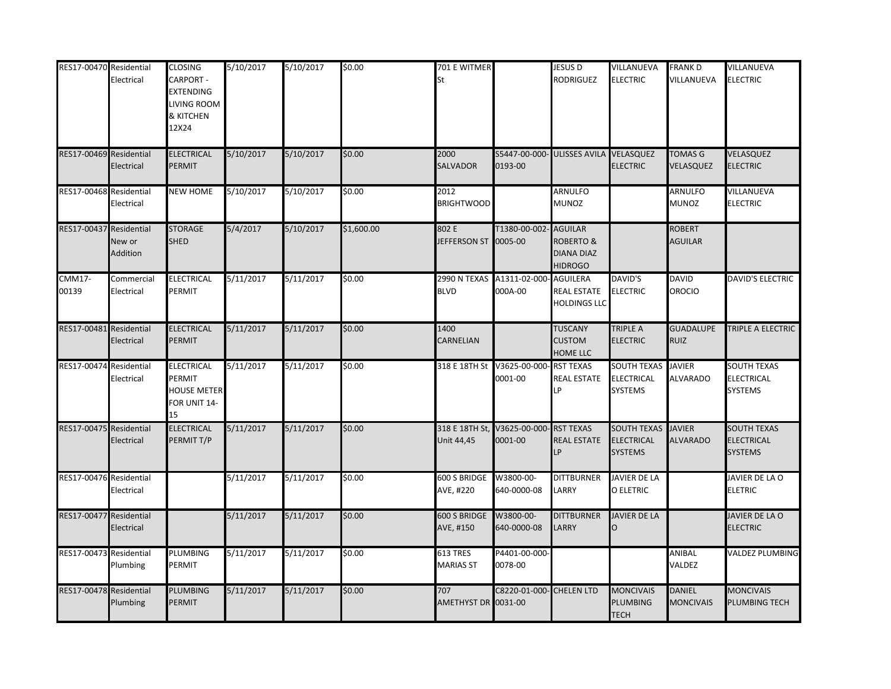| | | | | | | | | | | | |
|---|---|---|---|---|---|---|---|---|---|---|---|
| RES17-00470 | Residential Electrical | CLOSING CARPORT - EXTENDING LIVING ROOM & KITCHEN 12X24 | 5/10/2017 | 5/10/2017 | $0.00 | 701 E WITMER St | | JESUS D RODRIGUEZ | VILLANUEVA ELECTRIC | FRANK D VILLANUEVA | VILLANUEVA ELECTRIC |
| RES17-00469 | Residential Electrical | ELECTRICAL PERMIT | 5/10/2017 | 5/10/2017 | $0.00 | 2000 SALVADOR | S5447-00-000-0193-00 | ULISSES AVILA | VELASQUEZ ELECTRIC | TOMAS G VELASQUEZ | VELASQUEZ ELECTRIC |
| RES17-00468 | Residential Electrical | NEW HOME | 5/10/2017 | 5/10/2017 | $0.00 | 2012 BRIGHTWOOD | | ARNULFO MUNOZ | | ARNULFO MUNOZ | VILLANUEVA ELECTRIC |
| RES17-00437 | Residential New or Addition | STORAGE SHED | 5/4/2017 | 5/10/2017 | $1,600.00 | 802 E JEFFERSON ST | T1380-00-002-0005-00 | AGUILAR ROBERTO & DIANA DIAZ HIDROGO | | ROBERT AGUILAR | |
| CMM17-00139 | Commercial Electrical | ELECTRICAL PERMIT | 5/11/2017 | 5/11/2017 | $0.00 | 2990 N TEXAS BLVD | A1311-02-000-000A-00 | AGUILERA REAL ESTATE HOLDINGS LLC | DAVID'S ELECTRIC | DAVID OROCIO | DAVID'S ELECTRIC |
| RES17-00481 | Residential Electrical | ELECTRICAL PERMIT | 5/11/2017 | 5/11/2017 | $0.00 | 1400 CARNELIAN | | TUSCANY CUSTOM HOME LLC | TRIPLE A ELECTRIC | GUADALUPE RUIZ | TRIPLE A ELECTRIC |
| RES17-00474 | Residential Electrical | ELECTRICAL PERMIT HOUSE METER FOR UNIT 14-15 | 5/11/2017 | 5/11/2017 | $0.00 | 318 E 18TH St | V3625-00-000-0001-00 | RST TEXAS REAL ESTATE LP | SOUTH TEXAS ELECTRICAL SYSTEMS | JAVIER ALVARADO | SOUTH TEXAS ELECTRICAL SYSTEMS |
| RES17-00475 | Residential Electrical | ELECTRICAL PERMIT T/P | 5/11/2017 | 5/11/2017 | $0.00 | 318 E 18TH St, Unit 44,45 | V3625-00-000-0001-00 | RST TEXAS REAL ESTATE LP | SOUTH TEXAS ELECTRICAL SYSTEMS | JAVIER ALVARADO | SOUTH TEXAS ELECTRICAL SYSTEMS |
| RES17-00476 | Residential Electrical | | 5/11/2017 | 5/11/2017 | $0.00 | 600 S BRIDGE AVE, #220 | W3800-00-640-0000-08 | DITTBURNER LARRY | JAVIER DE LA O ELETRIC | | JAVIER DE LA O ELETRIC |
| RES17-00477 | Residential Electrical | | 5/11/2017 | 5/11/2017 | $0.00 | 600 S BRIDGE AVE, #150 | W3800-00-640-0000-08 | DITTBURNER LARRY | JAVIER DE LA O | | JAVIER DE LA O ELECTRIC |
| RES17-00473 | Residential Plumbing | PLUMBING PERMIT | 5/11/2017 | 5/11/2017 | $0.00 | 613 TRES MARIAS ST | P4401-00-000-0078-00 | | | ANIBAL VALDEZ | VALDEZ PLUMBING |
| RES17-00478 | Residential Plumbing | PLUMBING PERMIT | 5/11/2017 | 5/11/2017 | $0.00 | 707 AMETHYST DR | C8220-01-000-0031-00 | CHELEN LTD | MONCIVAIS PLUMBING TECH | DANIEL MONCIVAIS | MONCIVAIS PLUMBING TECH |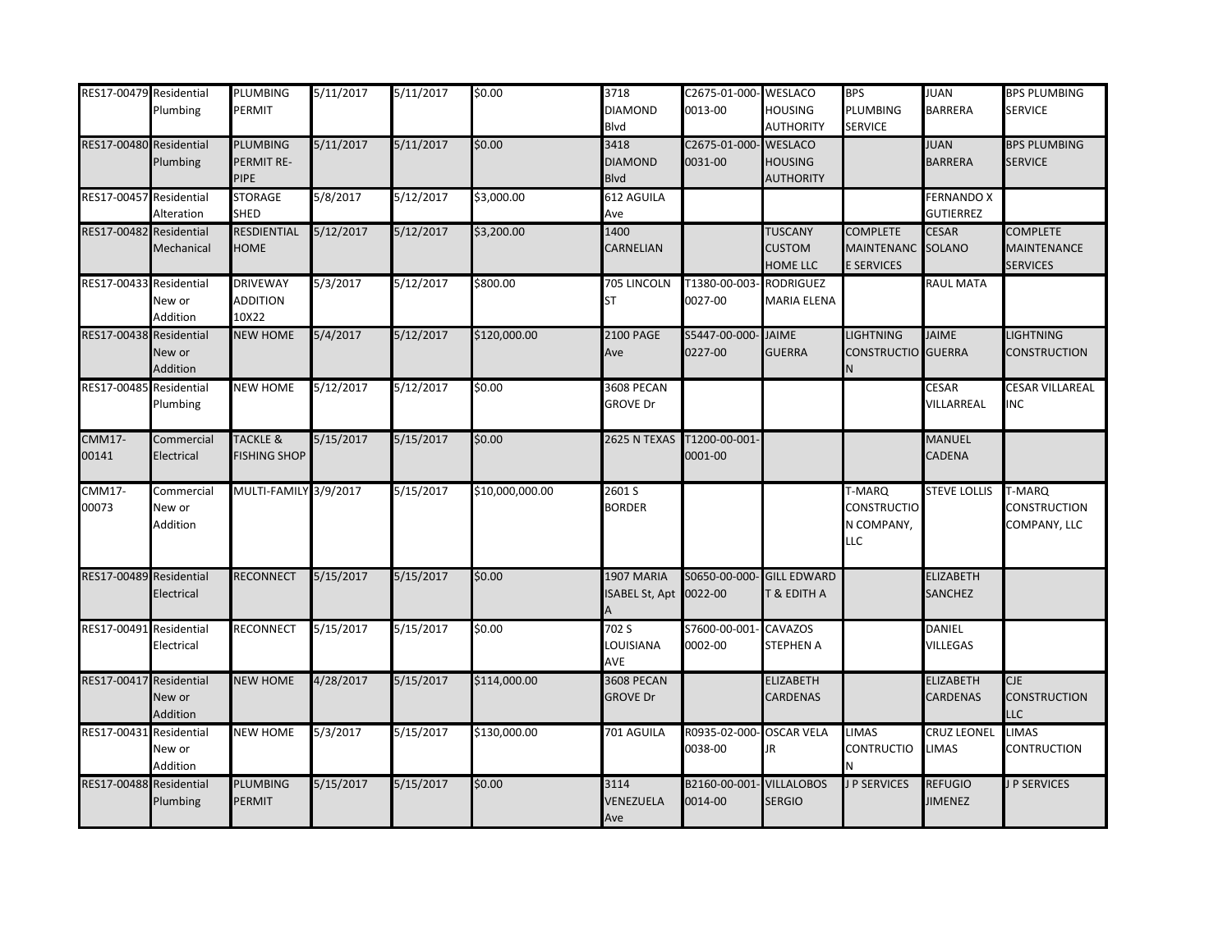| RES17-00479 | Residential Plumbing | PLUMBING PERMIT | 5/11/2017 | 5/11/2017 | $0.00 | 3718 DIAMOND Blvd | C2675-01-000-0013-00 | WESLACO HOUSING AUTHORITY | BPS PLUMBING SERVICE | JUAN BARRERA | BPS PLUMBING SERVICE |
|---|---|---|---|---|---|---|---|---|---|---|---|
| RES17-00480 | Residential Plumbing | PLUMBING PERMIT RE-PIPE | 5/11/2017 | 5/11/2017 | $0.00 | 3418 DIAMOND Blvd | C2675-01-000-0031-00 | WESLACO HOUSING AUTHORITY | | JUAN BARRERA | BPS PLUMBING SERVICE |
| RES17-00457 | Residential Alteration | STORAGE SHED | 5/8/2017 | 5/12/2017 | $3,000.00 | 612 AGUILA Ave | | | | FERNANDO X GUTIERREZ | |
| RES17-00482 | Residential Mechanical | RESDIENTIAL HOME | 5/12/2017 | 5/12/2017 | $3,200.00 | 1400 CARNELIAN | | TUSCANY CUSTOM HOME LLC | COMPLETE MAINTENANCE SERVICES | CESAR SOLANO | COMPLETE MAINTENANCE SERVICES |
| RES17-00433 | Residential New or Addition | DRIVEWAY ADDITION 10X22 | 5/3/2017 | 5/12/2017 | $800.00 | 705 LINCOLN ST | T1380-00-003-0027-00 | RODRIGUEZ MARIA ELENA | | RAUL MATA | |
| RES17-00438 | Residential New or Addition | NEW HOME | 5/4/2017 | 5/12/2017 | $120,000.00 | 2100 PAGE Ave | S5447-00-000-0227-00 | JAIME GUERRA | LIGHTNING CONSTRUCTION | JAIME GUERRA | LIGHTNING CONSTRUCTION |
| RES17-00485 | Residential Plumbing | NEW HOME | 5/12/2017 | 5/12/2017 | $0.00 | 3608 PECAN GROVE Dr | | | | CESAR VILLARREAL | CESAR VILLAREAL INC |
| CMM17-00141 | Commercial Electrical | TACKLE & FISHING SHOP | 5/15/2017 | 5/15/2017 | $0.00 | 2625 N TEXAS | T1200-00-001-0001-00 | | | MANUEL CADENA | |
| CMM17-00073 | Commercial New or Addition | MULTI-FAMILY | 3/9/2017 | 5/15/2017 | $10,000,000.00 | 2601 S BORDER | | | T-MARQ CONSTRUCTION COMPANY, LLC | STEVE LOLLIS | T-MARQ CONSTRUCTION COMPANY, LLC |
| RES17-00489 | Residential Electrical | RECONNECT | 5/15/2017 | 5/15/2017 | $0.00 | 1907 MARIA ISABEL St, Apt A | S0650-00-000-0022-00 | GILL EDWARD T & EDITH A | | ELIZABETH SANCHEZ | |
| RES17-00491 | Residential Electrical | RECONNECT | 5/15/2017 | 5/15/2017 | $0.00 | 702 S LOUISIANA AVE | S7600-00-001-0002-00 | CAVAZOS STEPHEN A | | DANIEL VILLEGAS | |
| RES17-00417 | Residential New or Addition | NEW HOME | 4/28/2017 | 5/15/2017 | $114,000.00 | 3608 PECAN GROVE Dr | | ELIZABETH CARDENAS | | ELIZABETH CARDENAS | CJE CONSTRUCTION LLC |
| RES17-00431 | Residential New or Addition | NEW HOME | 5/3/2017 | 5/15/2017 | $130,000.00 | 701 AGUILA | R0935-02-000-0038-00 | OSCAR VELA JR | LIMAS CONTRUCTION | CRUZ LEONEL LIMAS | LIMAS CONTRUCTION |
| RES17-00488 | Residential Plumbing | PLUMBING PERMIT | 5/15/2017 | 5/15/2017 | $0.00 | 3114 VENEZUELA Ave | B2160-00-001-0014-00 | VILLALOBOS SERGIO | J P SERVICES | REFUGIO JIMENEZ | J P SERVICES |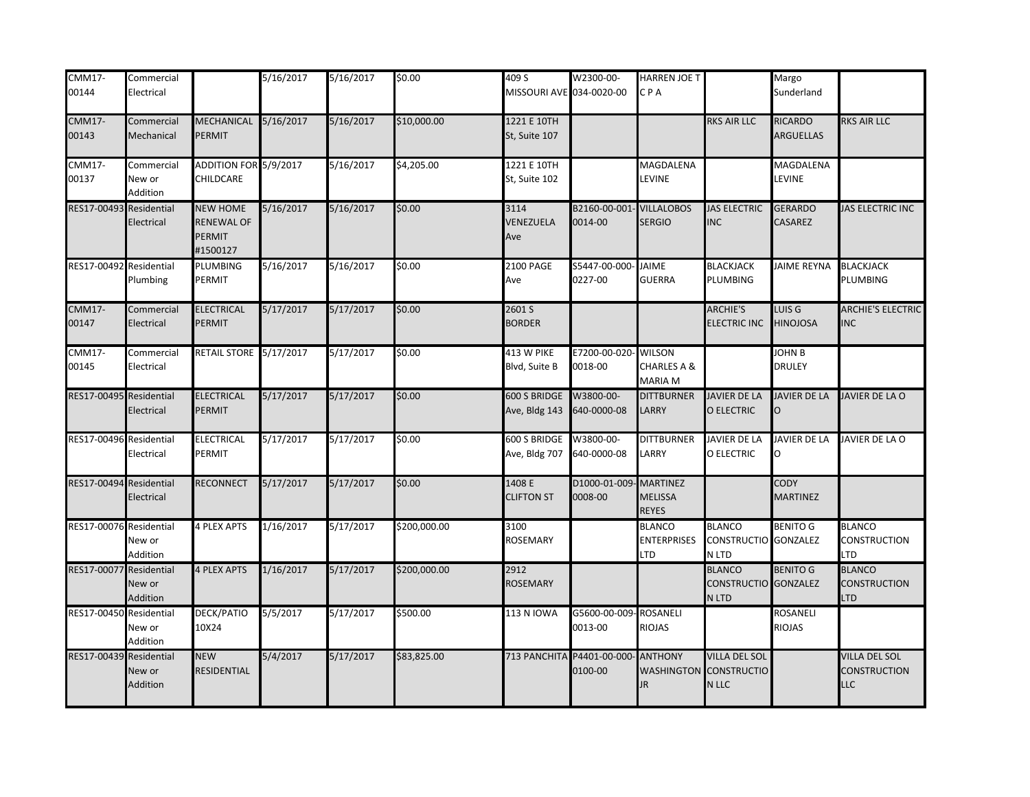| | | | | | | | | | | | |
|---|---|---|---|---|---|---|---|---|---|---|---|
| CMM17-00144 | Commercial Electrical | | 5/16/2017 | 5/16/2017 | $0.00 | 409 S MISSOURI AVE | W2300-00-034-0020-00 | HARREN JOE T C P A | | Margo Sunderland | |
| CMM17-00143 | Commercial Mechanical | MECHANICAL PERMIT | 5/16/2017 | 5/16/2017 | $10,000.00 | 1221 E 10TH St, Suite 107 | | | RKS AIR LLC | RICARDO ARGUELLAS | RKS AIR LLC |
| CMM17-00137 | Commercial New or Addition | ADDITION FOR CHILDCARE | 5/9/2017 | 5/16/2017 | $4,205.00 | 1221 E 10TH St, Suite 102 | | MAGDALENA LEVINE | | MAGDALENA LEVINE | |
| RES17-00493 | Residential Electrical | NEW HOME RENEWAL OF PERMIT #1500127 | 5/16/2017 | 5/16/2017 | $0.00 | 3114 VENEZUELA Ave | B2160-00-001-0014-00 | VILLALOBOS SERGIO | JAS ELECTRIC INC | GERARDO CASAREZ | JAS ELECTRIC INC |
| RES17-00492 | Residential Plumbing | PLUMBING PERMIT | 5/16/2017 | 5/16/2017 | $0.00 | 2100 PAGE Ave | S5447-00-000-0227-00 | JAIME GUERRA | BLACKJACK PLUMBING | JAIME REYNA | BLACKJACK PLUMBING |
| CMM17-00147 | Commercial Electrical | ELECTRICAL PERMIT | 5/17/2017 | 5/17/2017 | $0.00 | 2601 S BORDER | | | ARCHIE'S ELECTRIC INC | LUIS G HINOJOSA | ARCHIE'S ELECTRIC INC |
| CMM17-00145 | Commercial Electrical | RETAIL STORE | 5/17/2017 | 5/17/2017 | $0.00 | 413 W PIKE Blvd, Suite B | E7200-00-020-0018-00 | WILSON CHARLES A & MARIA M | | JOHN B DRULEY | |
| RES17-00495 | Residential Electrical | ELECTRICAL PERMIT | 5/17/2017 | 5/17/2017 | $0.00 | 600 S BRIDGE Ave, Bldg 143 | W3800-00-640-0000-08 | DITTBURNER LARRY | JAVIER DE LA O ELECTRIC | JAVIER DE LA O | JAVIER DE LA O |
| RES17-00496 | Residential Electrical | ELECTRICAL PERMIT | 5/17/2017 | 5/17/2017 | $0.00 | 600 S BRIDGE Ave, Bldg 707 | W3800-00-640-0000-08 | DITTBURNER LARRY | JAVIER DE LA O ELECTRIC | JAVIER DE LA O | JAVIER DE LA O |
| RES17-00494 | Residential Electrical | RECONNECT | 5/17/2017 | 5/17/2017 | $0.00 | 1408 E CLIFTON ST | D1000-01-009-0008-00 | MARTINEZ MELISSA REYES | | CODY MARTINEZ | |
| RES17-00076 | Residential New or Addition | 4 PLEX APTS | 1/16/2017 | 5/17/2017 | $200,000.00 | 3100 ROSEMARY | | BLANCO ENTERPRISES LTD | BLANCO CONSTRUCTION LTD | BENITO G GONZALEZ | BLANCO CONSTRUCTION LTD |
| RES17-00077 | Residential New or Addition | 4 PLEX APTS | 1/16/2017 | 5/17/2017 | $200,000.00 | 2912 ROSEMARY | | | BLANCO CONSTRUCTION LTD | BENITO G GONZALEZ | BLANCO CONSTRUCTION LTD |
| RES17-00450 | Residential New or Addition | DECK/PATIO 10X24 | 5/5/2017 | 5/17/2017 | $500.00 | 113 N IOWA | G5600-00-009-0013-00 | ROSANELI RIOJAS | | ROSANELI RIOJAS | |
| RES17-00439 | Residential New or Addition | NEW RESIDENTIAL | 5/4/2017 | 5/17/2017 | $83,825.00 | 713 PANCHITA | P4401-00-000-0100-00 | ANTHONY WASHINGTON JR | VILLA DEL SOL CONSTRUCTION LLC | | VILLA DEL SOL CONSTRUCTION LLC |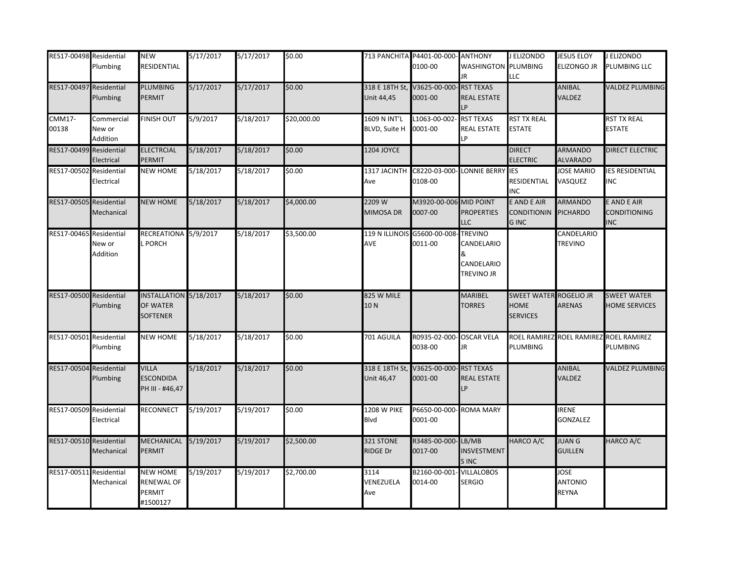| RES17-00498 | Residential Plumbing | NEW RESIDENTIAL | 5/17/2017 | 5/17/2017 | $0.00 | 713 PANCHITA | P4401-00-000-0100-00 | ANTHONY WASHINGTON JR | J ELIZONDO PLUMBING LLC | JESUS ELOY ELIZONGO JR | J ELIZONDO PLUMBING LLC |
|---|---|---|---|---|---|---|---|---|---|---|---|
| RES17-00497 | Residential Plumbing | PLUMBING PERMIT | 5/17/2017 | 5/17/2017 | $0.00 | 318 E 18TH St, Unit 44,45 | V3625-00-000-0001-00 | RST TEXAS REAL ESTATE LP | | ANIBAL VALDEZ | VALDEZ PLUMBING |
| CMM17-00138 | Commercial New or Addition | FINISH OUT | 5/9/2017 | 5/18/2017 | $20,000.00 | 1609 N INT'L BLVD, Suite H | L1063-00-002-0001-00 | RST TEXAS REAL ESTATE LP | RST TX REAL ESTATE | | RST TX REAL ESTATE |
| RES17-00499 | Residential Electrical | ELECTRCIAL PERMIT | 5/18/2017 | 5/18/2017 | $0.00 | 1204 JOYCE | | | DIRECT ELECTRIC | ARMANDO ALVARADO | DIRECT ELECTRIC |
| RES17-00502 | Residential Electrical | NEW HOME | 5/18/2017 | 5/18/2017 | $0.00 | 1317 JACINTH Ave | C8220-03-000-0108-00 | LONNIE BERRY | IES RESIDENTIAL INC | JOSE MARIO VASQUEZ | IES RESIDENTIAL INC |
| RES17-00505 | Residential Mechanical | NEW HOME | 5/18/2017 | 5/18/2017 | $4,000.00 | 2209 W MIMOSA DR | M3920-00-006-0007-00 | MID POINT PROPERTIES LLC | E AND E AIR CONDITIONING INC | ARMANDO PICHARDO | E AND E AIR CONDITIONING INC |
| RES17-00465 | Residential New or Addition | RECREATIONAL PORCH | 5/9/2017 | 5/18/2017 | $3,500.00 | 119 N ILLINOIS AVE | G5600-00-008-0011-00 | TREVINO CANDELARIO & CANDELARIO TREVINO JR | | CANDELARIO TREVINO | |
| RES17-00500 | Residential Plumbing | INSTALLATION OF WATER SOFTENER | 5/18/2017 | 5/18/2017 | $0.00 | 825 W MILE 10 N | | MARIBEL TORRES | SWEET WATER HOME SERVICES | ROGELIO JR ARENAS | SWEET WATER HOME SERVICES |
| RES17-00501 | Residential Plumbing | NEW HOME | 5/18/2017 | 5/18/2017 | $0.00 | 701 AGUILA | R0935-02-000-0038-00 | OSCAR VELA JR | ROEL RAMIREZ PLUMBING | ROEL RAMIREZ | ROEL RAMIREZ PLUMBING |
| RES17-00504 | Residential Plumbing | VILLA ESCONDIDA PH III - #46,47 | 5/18/2017 | 5/18/2017 | $0.00 | 318 E 18TH St, Unit 46,47 | V3625-00-000-0001-00 | RST TEXAS REAL ESTATE LP | | ANIBAL VALDEZ | VALDEZ PLUMBING |
| RES17-00509 | Residential Electrical | RECONNECT | 5/19/2017 | 5/19/2017 | $0.00 | 1208 W PIKE Blvd | P6650-00-000-0001-00 | ROMA MARY | | IRENE GONZALEZ | |
| RES17-00510 | Residential Mechanical | MECHANICAL PERMIT | 5/19/2017 | 5/19/2017 | $2,500.00 | 321 STONE RIDGE Dr | R3485-00-000-0017-00 | LB/MB INSVESTMENTS INC | HARCO A/C | JUAN G GUILLEN | HARCO A/C |
| RES17-00511 | Residential Mechanical | NEW HOME RENEWAL OF PERMIT #1500127 | 5/19/2017 | 5/19/2017 | $2,700.00 | 3114 VENEZUELA Ave | B2160-00-001-0014-00 | VILLALOBOS SERGIO | | JOSE ANTONIO REYNA | |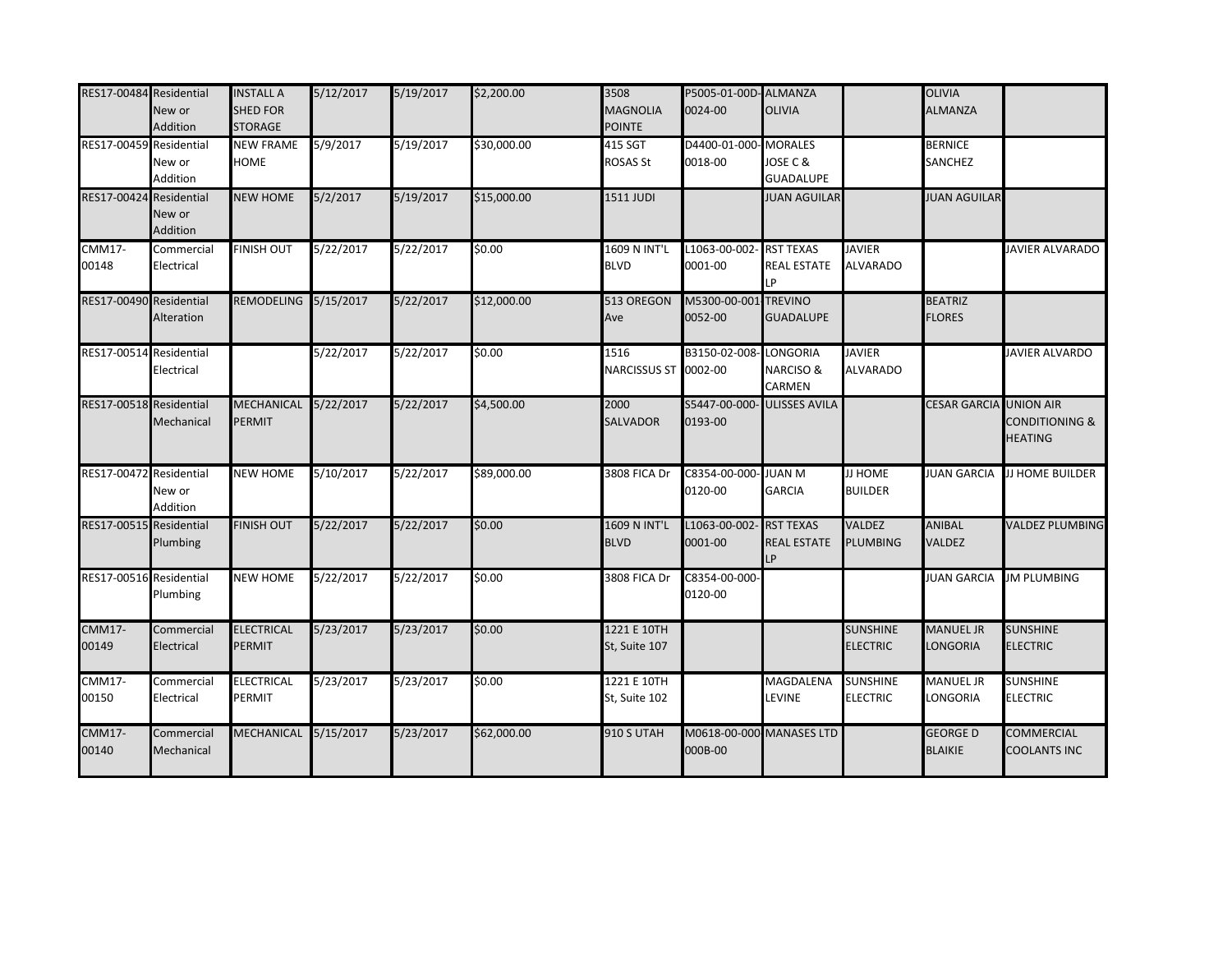| | | | | | | | | | | | |
|---|---|---|---|---|---|---|---|---|---|---|---|
| RES17-00484 | Residential New or Addition | INSTALL A SHED FOR STORAGE | 5/12/2017 | 5/19/2017 | $2,200.00 | 3508 MAGNOLIA POINTE | P5005-01-00D-0024-00 | ALMANZA OLIVIA | | OLIVIA ALMANZA | |
| RES17-00459 | Residential New or Addition | NEW FRAME HOME | 5/9/2017 | 5/19/2017 | $30,000.00 | 415 SGT ROSAS St | D4400-01-000-0018-00 | MORALES JOSE C & GUADALUPE | | BERNICE SANCHEZ | |
| RES17-00424 | Residential New or Addition | NEW HOME | 5/2/2017 | 5/19/2017 | $15,000.00 | 1511 JUDI | | JUAN AGUILAR | | JUAN AGUILAR | |
| CMM17-00148 | Commercial Electrical | FINISH OUT | 5/22/2017 | 5/22/2017 | $0.00 | 1609 N INT'L BLVD | L1063-00-002-0001-00 | RST TEXAS REAL ESTATE LP | JAVIER ALVARADO | | JAVIER ALVARADO |
| RES17-00490 | Residential Alteration | REMODELING | 5/15/2017 | 5/22/2017 | $12,000.00 | 513 OREGON Ave | M5300-00-001-0052-00 | TREVINO GUADALUPE | | BEATRIZ FLORES | |
| RES17-00514 | Residential Electrical | | 5/22/2017 | 5/22/2017 | $0.00 | 1516 NARCISSUS ST | B3150-02-008-0002-00 | LONGORIA NARCISO & CARMEN | JAVIER ALVARADO | | JAVIER ALVARDO |
| RES17-00518 | Residential Mechanical | MECHANICAL PERMIT | 5/22/2017 | 5/22/2017 | $4,500.00 | 2000 SALVADOR | S5447-00-000-0193-00 | ULISSES AVILA | | CESAR GARCIA | UNION AIR CONDITIONING & HEATING |
| RES17-00472 | Residential New or Addition | NEW HOME | 5/10/2017 | 5/22/2017 | $89,000.00 | 3808 FICA Dr | C8354-00-000-0120-00 | JUAN M GARCIA | JJ HOME BUILDER | JUAN GARCIA | JJ HOME BUILDER |
| RES17-00515 | Residential Plumbing | FINISH OUT | 5/22/2017 | 5/22/2017 | $0.00 | 1609 N INT'L BLVD | L1063-00-002-0001-00 | RST TEXAS REAL ESTATE LP | VALDEZ PLUMBING | ANIBAL VALDEZ | VALDEZ PLUMBING |
| RES17-00516 | Residential Plumbing | NEW HOME | 5/22/2017 | 5/22/2017 | $0.00 | 3808 FICA Dr | C8354-00-000-0120-00 | | | JUAN GARCIA | JM PLUMBING |
| CMM17-00149 | Commercial Electrical | ELECTRICAL PERMIT | 5/23/2017 | 5/23/2017 | $0.00 | 1221 E 10TH St, Suite 107 | | | SUNSHINE ELECTRIC | MANUEL JR LONGORIA | SUNSHINE ELECTRIC |
| CMM17-00150 | Commercial Electrical | ELECTRICAL PERMIT | 5/23/2017 | 5/23/2017 | $0.00 | 1221 E 10TH St, Suite 102 | | MAGDALENA LEVINE | SUNSHINE ELECTRIC | MANUEL JR LONGORIA | SUNSHINE ELECTRIC |
| CMM17-00140 | Commercial Mechanical | MECHANICAL | 5/15/2017 | 5/23/2017 | $62,000.00 | 910 S UTAH | M0618-00-000-000B-00 | MANASES LTD | | GEORGE D BLAIKIE | COMMERCIAL COOLANTS INC |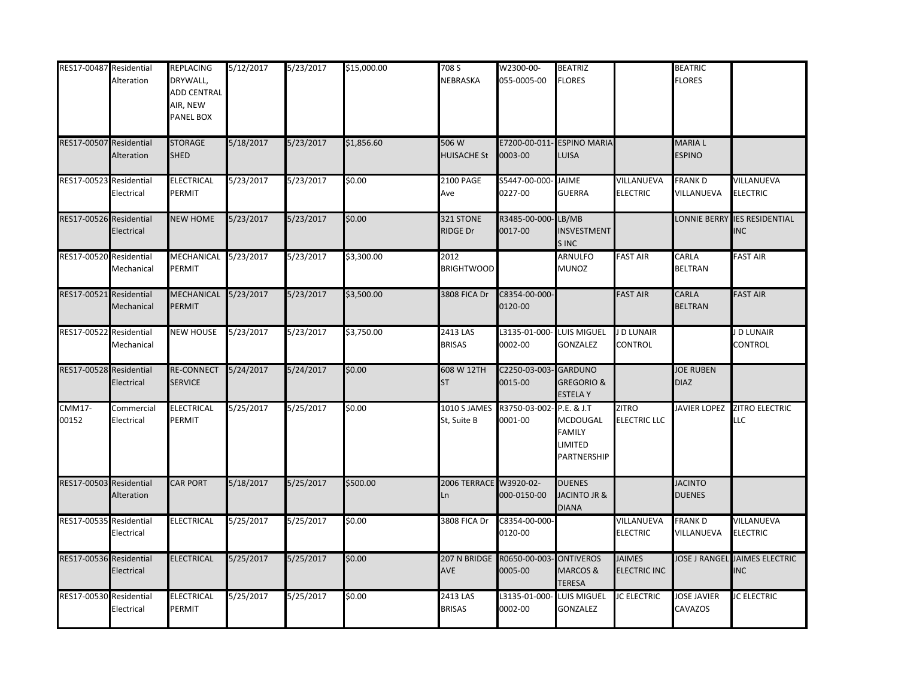| | | | | | | | | | | | |
|---|---|---|---|---|---|---|---|---|---|---|---|
| RES17-00487 | Residential Alteration | REPLACING DRYWALL, ADD CENTRAL AIR, NEW PANEL BOX | 5/12/2017 | 5/23/2017 | $15,000.00 | 708 S NEBRASKA | W2300-00-055-0005-00 | BEATRIZ FLORES | | BEATRIC FLORES | |
| RES17-00507 | Residential Alteration | STORAGE SHED | 5/18/2017 | 5/23/2017 | $1,856.60 | 506 W HUISACHE St | E7200-00-011-0003-00 | ESPINO MARIA LUISA | | MARIA L ESPINO | |
| RES17-00523 | Residential Electrical | ELECTRICAL PERMIT | 5/23/2017 | 5/23/2017 | $0.00 | 2100 PAGE Ave | S5447-00-000-0227-00 | JAIME GUERRA | VILLANUEVA ELECTRIC | FRANK D VILLANUEVA | VILLANUEVA ELECTRIC |
| RES17-00526 | Residential Electrical | NEW HOME | 5/23/2017 | 5/23/2017 | $0.00 | 321 STONE RIDGE Dr | R3485-00-000-0017-00 | LB/MB INSVESTMENTS INC | | LONNIE BERRY | IES RESIDENTIAL INC |
| RES17-00520 | Residential Mechanical | MECHANICAL PERMIT | 5/23/2017 | 5/23/2017 | $3,300.00 | 2012 BRIGHTWOOD | | ARNULFO MUNOZ | FAST AIR | CARLA BELTRAN | FAST AIR |
| RES17-00521 | Residential Mechanical | MECHANICAL PERMIT | 5/23/2017 | 5/23/2017 | $3,500.00 | 3808 FICA Dr | C8354-00-000-0120-00 | | FAST AIR | CARLA BELTRAN | FAST AIR |
| RES17-00522 | Residential Mechanical | NEW HOUSE | 5/23/2017 | 5/23/2017 | $3,750.00 | 2413 LAS BRISAS | L3135-01-000-0002-00 | LUIS MIGUEL GONZALEZ | J D LUNAIR CONTROL | | J D LUNAIR CONTROL |
| RES17-00528 | Residential Electrical | RE-CONNECT SERVICE | 5/24/2017 | 5/24/2017 | $0.00 | 608 W 12TH ST | C2250-03-003-0015-00 | GARDUNO GREGORIO & ESTELA Y | | JOE RUBEN DIAZ | |
| CMM17-00152 | Commercial Electrical | ELECTRICAL PERMIT | 5/25/2017 | 5/25/2017 | $0.00 | 1010 S JAMES St, Suite B | R3750-03-002-0001-00 | P.E. & J.T MCDOUGAL FAMILY LIMITED PARTNERSHIP | ZITRO ELECTRIC LLC | JAVIER LOPEZ | ZITRO ELECTRIC LLC |
| RES17-00503 | Residential Alteration | CAR PORT | 5/18/2017 | 5/25/2017 | $500.00 | 2006 TERRACE Ln | W3920-02-000-0150-00 | DUENES JACINTO JR & DIANA | | JACINTO DUENES | |
| RES17-00535 | Residential Electrical | ELECTRICAL | 5/25/2017 | 5/25/2017 | $0.00 | 3808 FICA Dr | C8354-00-000-0120-00 | | VILLANUEVA ELECTRIC | FRANK D VILLANUEVA | VILLANUEVA ELECTRIC |
| RES17-00536 | Residential Electrical | ELECTRICAL | 5/25/2017 | 5/25/2017 | $0.00 | 207 N BRIDGE AVE | R0650-00-003-0005-00 | ONTIVEROS MARCOS & TERESA | JAIMES ELECTRIC INC | JOSE J RANGEL | JAIMES ELECTRIC INC |
| RES17-00530 | Residential Electrical | ELECTRICAL PERMIT | 5/25/2017 | 5/25/2017 | $0.00 | 2413 LAS BRISAS | L3135-01-000-0002-00 | LUIS MIGUEL GONZALEZ | JC ELECTRIC | JOSE JAVIER CAVAZOS | JC ELECTRIC |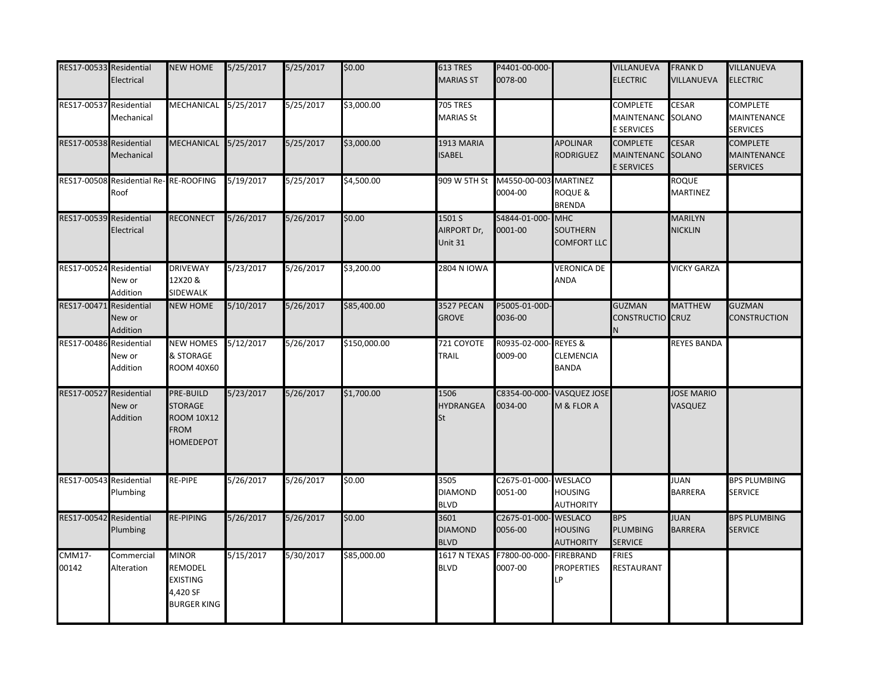| | | | | | | | | | | | |
|---|---|---|---|---|---|---|---|---|---|---|---|
| RES17-00533 | Residential Electrical | NEW HOME | 5/25/2017 | 5/25/2017 | $0.00 | 613 TRES MARIAS ST | P4401-00-000-0078-00 | | VILLANUEVA ELECTRIC | FRANK D VILLANUEVA | VILLANUEVA ELECTRIC |
| RES17-00537 | Residential Mechanical | MECHANICAL | 5/25/2017 | 5/25/2017 | $3,000.00 | 705 TRES MARIAS St | | | COMPLETE MAINTENANCE SERVICES | CESAR SOLANO | COMPLETE MAINTENANCE SERVICES |
| RES17-00538 | Residential Mechanical | MECHANICAL | 5/25/2017 | 5/25/2017 | $3,000.00 | 1913 MARIA ISABEL | | APOLINAR RODRIGUEZ | COMPLETE MAINTENANCE SERVICES | CESAR SOLANO | COMPLETE MAINTENANCE SERVICES |
| RES17-00508 | Residential Re-Roof | RE-ROOFING | 5/19/2017 | 5/25/2017 | $4,500.00 | 909 W 5TH St | M4550-00-003-0004-00 | MARTINEZ ROQUE & BRENDA | | ROQUE MARTINEZ | |
| RES17-00539 | Residential Electrical | RECONNECT | 5/26/2017 | 5/26/2017 | $0.00 | 1501 S AIRPORT Dr, Unit 31 | S4844-01-000-0001-00 | MHC SOUTHERN COMFORT LLC | | MARILYN NICKLIN | |
| RES17-00524 | Residential New or Addition | DRIVEWAY 12X20 & SIDEWALK | 5/23/2017 | 5/26/2017 | $3,200.00 | 2804 N IOWA | | VERONICA DE ANDA | | VICKY GARZA | |
| RES17-00471 | Residential New or Addition | NEW HOME | 5/10/2017 | 5/26/2017 | $85,400.00 | 3527 PECAN GROVE | P5005-01-00D-0036-00 | | GUZMAN CONSTRUCTION | MATTHEW CRUZ | GUZMAN CONSTRUCTION |
| RES17-00486 | Residential New or Addition | NEW HOMES & STORAGE ROOM 40X60 | 5/12/2017 | 5/26/2017 | $150,000.00 | 721 COYOTE TRAIL | R0935-02-000-0009-00 | REYES & CLEMENCIA BANDA | | REYES BANDA | |
| RES17-00527 | Residential New or Addition | PRE-BUILD STORAGE ROOM 10X12 FROM HOMEDEPOT | 5/23/2017 | 5/26/2017 | $1,700.00 | 1506 HYDRANGEA St | C8354-00-000-0034-00 | VASQUEZ JOSE M & FLOR A | | JOSE MARIO VASQUEZ | |
| RES17-00543 | Residential Plumbing | RE-PIPE | 5/26/2017 | 5/26/2017 | $0.00 | 3505 DIAMOND BLVD | C2675-01-000-0051-00 | WESLACO HOUSING AUTHORITY | | JUAN BARRERA | BPS PLUMBING SERVICE |
| RES17-00542 | Residential Plumbing | RE-PIPING | 5/26/2017 | 5/26/2017 | $0.00 | 3601 DIAMOND BLVD | C2675-01-000-0056-00 | WESLACO HOUSING AUTHORITY | BPS PLUMBING SERVICE | JUAN BARRERA | BPS PLUMBING SERVICE |
| CMM17-00142 | Commercial Alteration | MINOR REMODEL EXISTING 4,420 SF BURGER KING | 5/15/2017 | 5/30/2017 | $85,000.00 | 1617 N TEXAS BLVD | F7800-00-000-0007-00 | FIREBRAND PROPERTIES LP | FRIES RESTAURANT | | |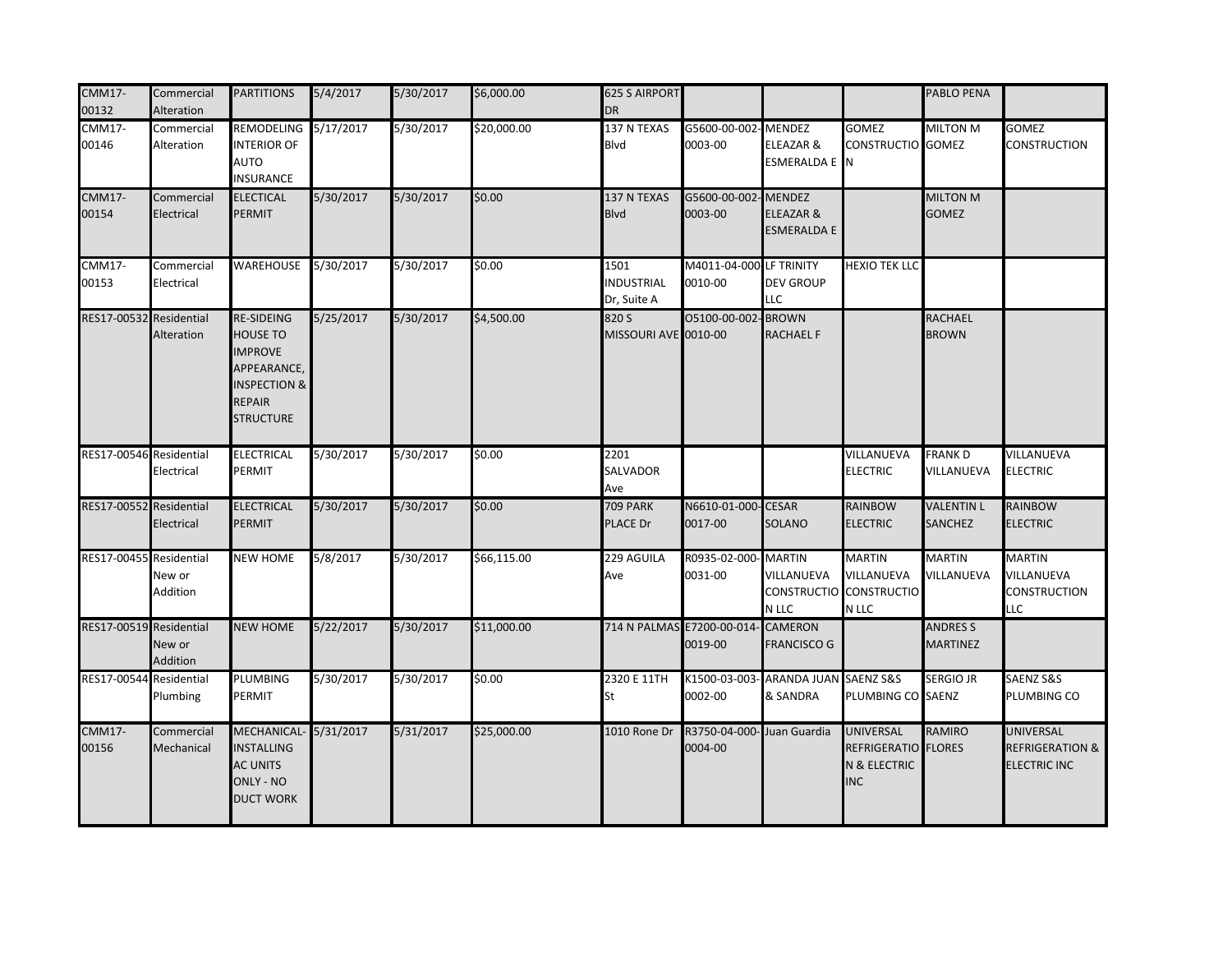| | | | | | | | | | | | |
|---|---|---|---|---|---|---|---|---|---|---|---|
| CMM17-00132 | Commercial Alteration | PARTITIONS | 5/4/2017 | 5/30/2017 | $6,000.00 | 625 S AIRPORT DR | | | | PABLO PENA | |
| CMM17-00146 | Commercial Alteration | REMODELING INTERIOR OF AUTO INSURANCE | 5/17/2017 | 5/30/2017 | $20,000.00 | 137 N TEXAS Blvd | G5600-00-002-0003-00 | MENDEZ ELEAZAR & ESMERALDA E | GOMEZ CONSTRUCTION | MILTON M GOMEZ | GOMEZ CONSTRUCTION |
| CMM17-00154 | Commercial Electrical | ELECTICAL PERMIT | 5/30/2017 | 5/30/2017 | $0.00 | 137 N TEXAS Blvd | G5600-00-002-0003-00 | MENDEZ ELEAZAR & ESMERALDA E | | MILTON M GOMEZ | |
| CMM17-00153 | Commercial Electrical | WAREHOUSE | 5/30/2017 | 5/30/2017 | $0.00 | 1501 INDUSTRIAL Dr, Suite A | M4011-04-000-0010-00 | LF TRINITY DEV GROUP LLC | HEXIO TEK LLC | | |
| RES17-00532 | Residential Alteration | RE-SIDEING HOUSE TO IMPROVE APPEARANCE, INSPECTION & REPAIR STRUCTURE | 5/25/2017 | 5/30/2017 | $4,500.00 | 820 S MISSOURI AVE | O5100-00-002-0010-00 | BROWN RACHAEL F | | RACHAEL BROWN | |
| RES17-00546 | Residential Electrical | ELECTRICAL PERMIT | 5/30/2017 | 5/30/2017 | $0.00 | 2201 SALVADOR Ave | | | VILLANUEVA ELECTRIC | FRANK D VILLANUEVA | VILLANUEVA ELECTRIC |
| RES17-00552 | Residential Electrical | ELECTRICAL PERMIT | 5/30/2017 | 5/30/2017 | $0.00 | 709 PARK PLACE Dr | N6610-01-000-0017-00 | CESAR SOLANO | RAINBOW ELECTRIC | VALENTIN L SANCHEZ | RAINBOW ELECTRIC |
| RES17-00455 | Residential New or Addition | NEW HOME | 5/8/2017 | 5/30/2017 | $66,115.00 | 229 AGUILA Ave | R0935-02-000-0031-00 | MARTIN VILLANUEVA CONSTRUCTION LLC | MARTIN VILLANUEVA CONSTRUCTION LLC | MARTIN VILLANUEVA | MARTIN VILLANUEVA CONSTRUCTION LLC |
| RES17-00519 | Residential New or Addition | NEW HOME | 5/22/2017 | 5/30/2017 | $11,000.00 | 714 N PALMAS | E7200-00-014-0019-00 | CAMERON FRANCISCO G | | ANDRES S MARTINEZ | |
| RES17-00544 | Residential Plumbing | PLUMBING PERMIT | 5/30/2017 | 5/30/2017 | $0.00 | 2320 E 11TH St | K1500-03-003-0002-00 | ARANDA JUAN & SANDRA | SAENZ S&S PLUMBING CO | SERGIO JR SAENZ | SAENZ S&S PLUMBING CO |
| CMM17-00156 | Commercial Mechanical | MECHANICAL-INSTALLING AC UNITS ONLY - NO DUCT WORK | 5/31/2017 | 5/31/2017 | $25,000.00 | 1010 Rone Dr | R3750-04-000-0004-00 | Juan Guardia | UNIVERSAL REFRIGERATION & ELECTRIC INC | RAMIRO FLORES | UNIVERSAL REFRIGERATION & ELECTRIC INC |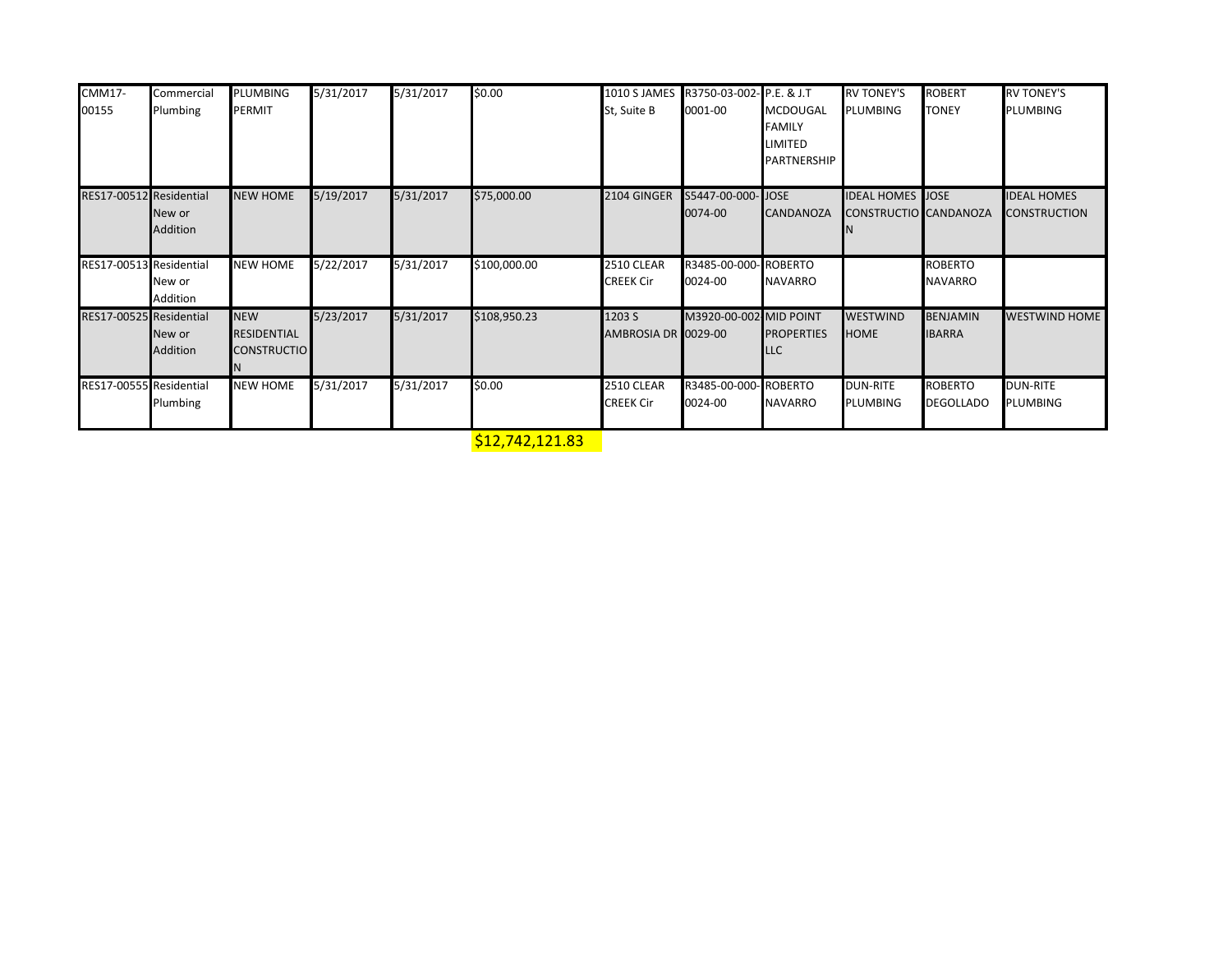| | | | | | | | | | | | |
|---|---|---|---|---|---|---|---|---|---|---|---|
| CMM17-00155 | Commercial Plumbing | PLUMBING PERMIT | 5/31/2017 | 5/31/2017 | $0.00 | 1010 S JAMES St, Suite B | R3750-03-002-0001-00 | P.E. & J.T MCDOUGAL FAMILY LIMITED PARTNERSHIP | RV TONEY'S PLUMBING | ROBERT TONEY | RV TONEY'S PLUMBING |
| RES17-00512 | Residential New or Addition | NEW HOME | 5/19/2017 | 5/31/2017 | $75,000.00 | 2104 GINGER | S5447-00-000-0074-00 | JOSE CANDANOZA | IDEAL HOMES CONSTRUCTION | JOSE CANDANOZA | IDEAL HOMES CONSTRUCTION |
| RES17-00513 | Residential New or Addition | NEW HOME | 5/22/2017 | 5/31/2017 | $100,000.00 | 2510 CLEAR CREEK Cir | R3485-00-000-0024-00 | ROBERTO NAVARRO | | ROBERTO NAVARRO | |
| RES17-00525 | Residential New or Addition | NEW RESIDENTIAL CONSTRUCTION | 5/23/2017 | 5/31/2017 | $108,950.23 | 1203 S AMBROSIA DR | M3920-00-002-0029-00 | MID POINT PROPERTIES LLC | WESTWIND HOME | BENJAMIN IBARRA | WESTWIND HOME |
| RES17-00555 | Residential Plumbing | NEW HOME | 5/31/2017 | 5/31/2017 | $0.00 | 2510 CLEAR CREEK Cir | R3485-00-000-0024-00 | ROBERTO NAVARRO | DUN-RITE PLUMBING | ROBERTO DEGOLLADO | DUN-RITE PLUMBING |
| | | | | | $12,742,121.83 | | | | | | |